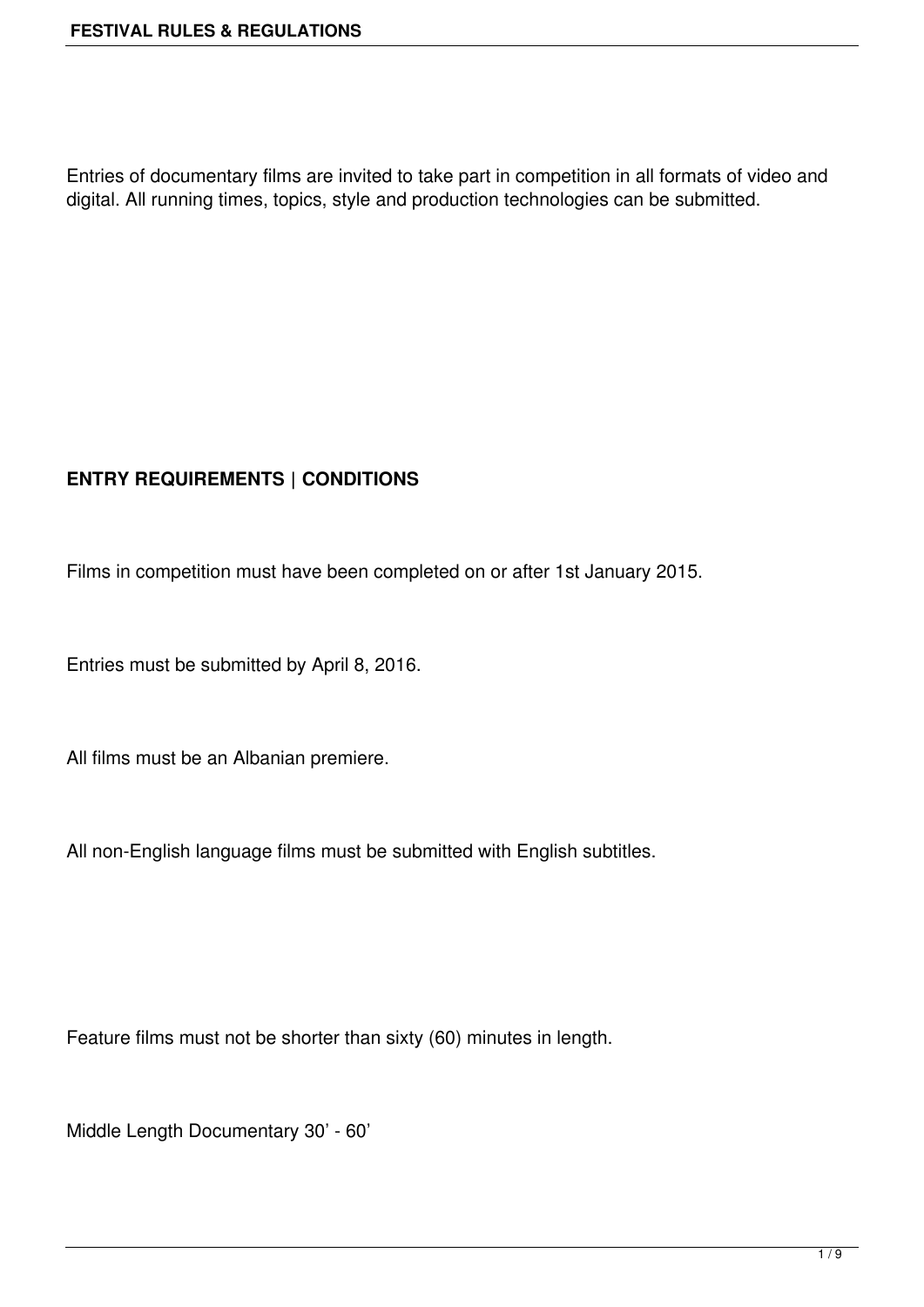Entries of documentary films are invited to take part in competition in all formats of video and digital. All running times, topics, style and production technologies can be submitted.

## ENTRY REQUIREMENTS | CONDITIONS

Films in competition must have been completed on or after 1st January 2015.

Entries must be submitted by April 8, 2016.

All films must be an Albanian premiere.

All non-English language films must be submitted with English subtitles.

Feature films must not be shorter than sixty (60) minutes in length.

Middle Length Documentary 30' - 60'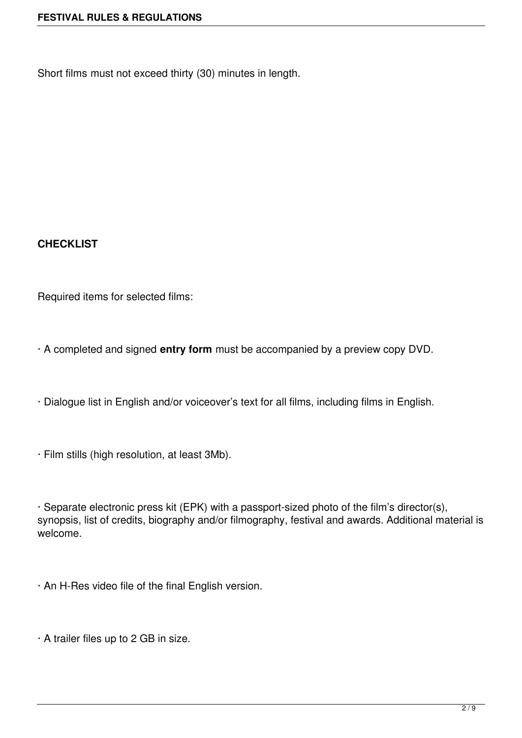Short films must not exceed thirty (30) minutes in length.

**CHECKLIST**

Required items for selected films:

· A completed and signed **entry form** must be accompanied by a preview copy DVD.

· Dialogue list in English and/or voiceover's text for all films, including films in English.

· Film stills (high resolution, at least 3Mb).

· Separate electronic press kit (EPK) with a passport-sized photo of the film's director(s), synopsis, list of credits, biography and/or filmography, festival and awards. Additional material is welcome.

· An H-Res video file of the final English version.

· A trailer files up to 2 GB in size.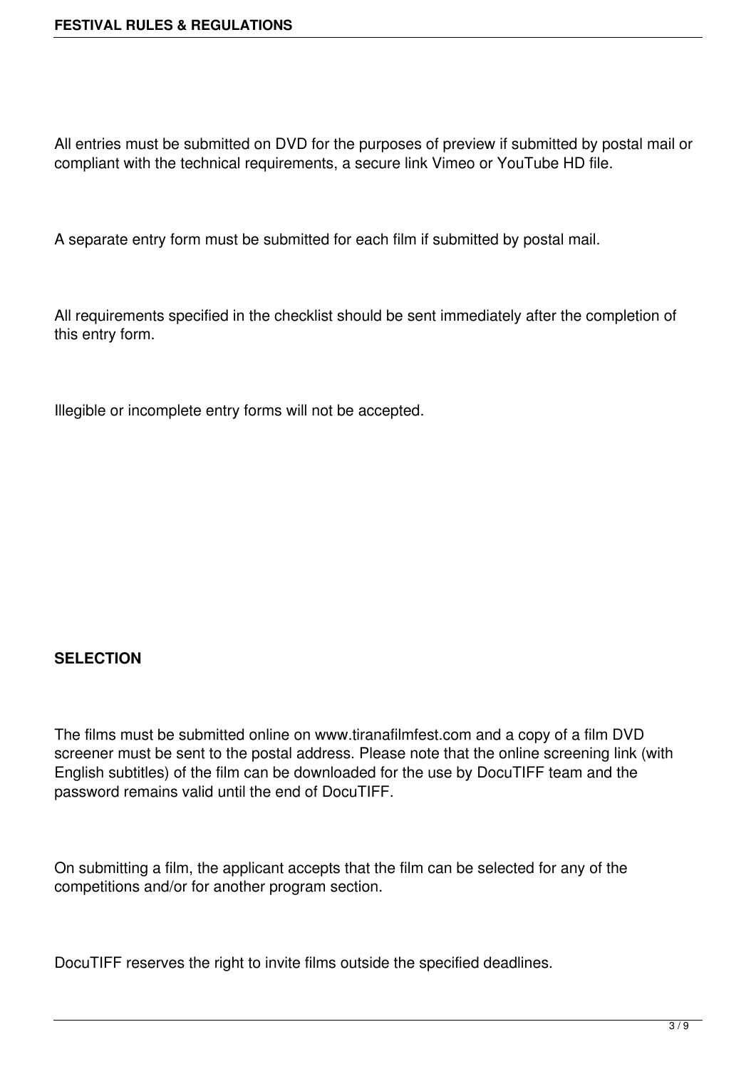All entries must be submitted on DVD for the purposes of preview if submitted by postal mail or compliant with the technical requirements, a secure link Vimeo or YouTube HD file.

A separate entry form must be submitted for each film if submitted by postal mail.

All requirements specified in the checklist should be sent immediately after the completion of this entry form.

Illegible or incomplete entry forms will not be accepted.

**SELECTION**

The films must be submitted online on www.tiranafilmfest.com and a copy of a film DVD screener must be sent to the postal address. Please note that the online screening link (with English subtitles) of the film can be downloaded for the use by DocuTIFF team and the password remains valid until the end of DocuTIFF.

On submitting a film, the applicant accepts that the film can be selected for any of the competitions and/or for another program section.

DocuTIFF reserves the right to invite films outside the specified deadlines.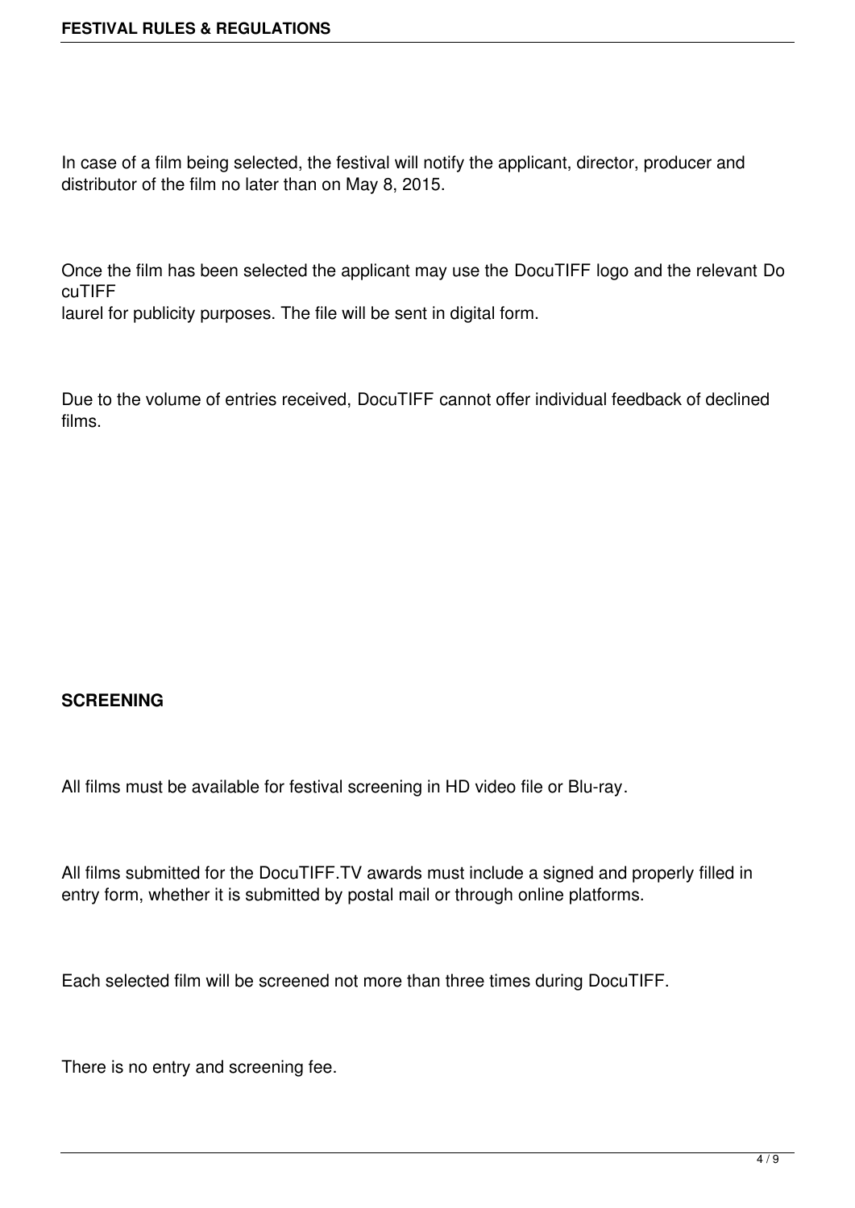In case of a film being selected, the festival will notify the applicant, director, producer and distributor of the film no later than on May 8, 2015.

Once the film has been selected the applicant may use the DocuTIFF logo and the relevant DocuTIFF laurel for publicity purposes. The file will be sent in digital form.

Due to the volume of entries received, DocuTIFF cannot offer individual feedback of declined films.

**SCREENING**

All films must be available for festival screening in HD video file or Blu-ray.

All films submitted for the DocuTIFF.TV awards must include a signed and properly filled in entry form, whether it is submitted by postal mail or through online platforms.

Each selected film will be screened not more than three times during DocuTIFF.

There is no entry and screening fee.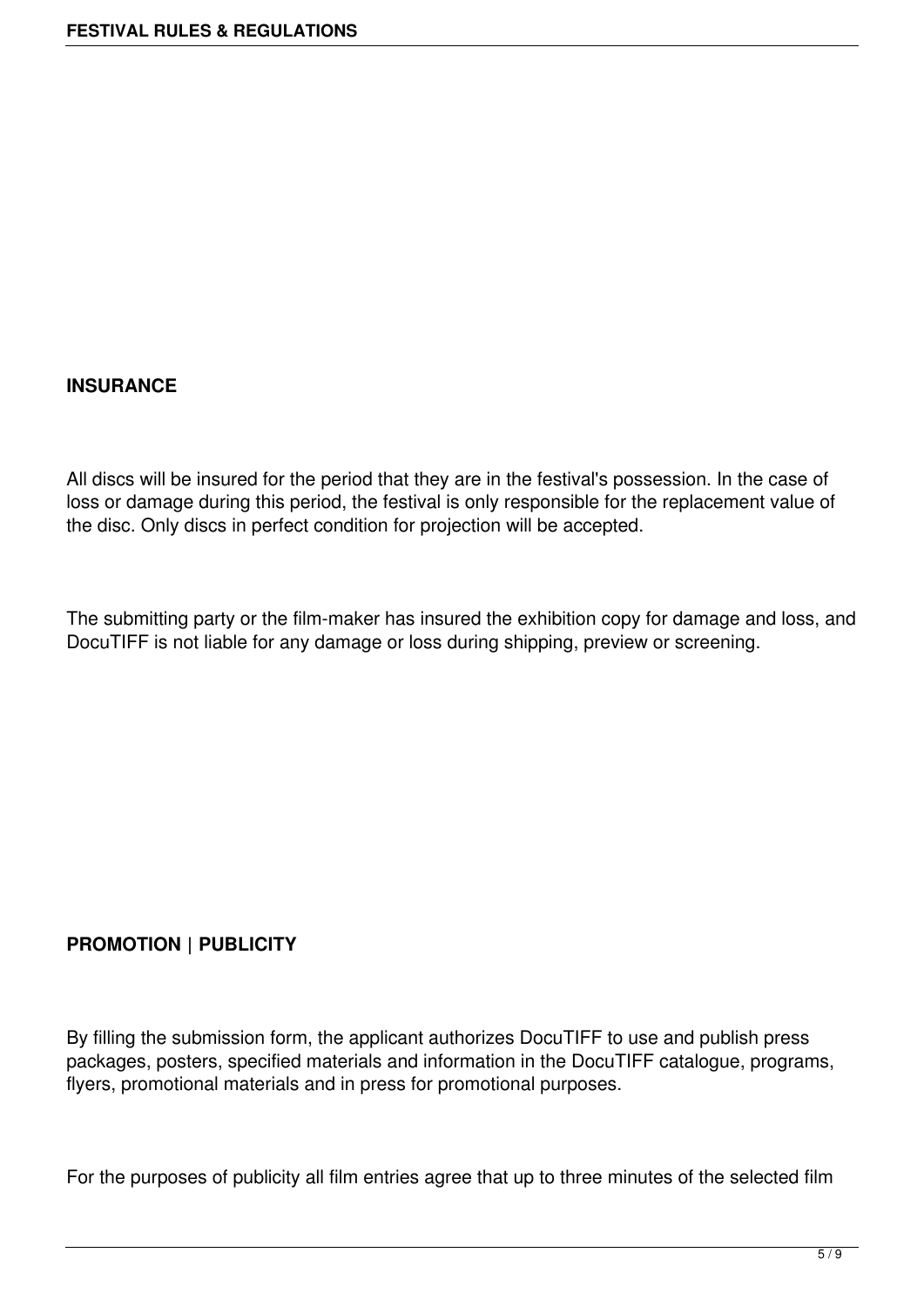**INSURANCE**

All discs will be insured for the period that they are in the festival's possession. In the case of loss or damage during this period, the festival is only responsible for the replacement value of the disc. Only discs in perfect condition for projection will be accepted.

The submitting party or the film-maker has insured the exhibition copy for damage and loss, and DocuTIFF is not liable for any damage or loss during shipping, preview or screening.

**PROMOTION | PUBLICITY**

By filling the submission form, the applicant authorizes DocuTIFF to use and publish press packages, posters, specified materials and information in the DocuTIFF catalogue, programs, flyers, promotional materials and in press for promotional purposes.

For the purposes of publicity all film entries agree that up to three minutes of the selected film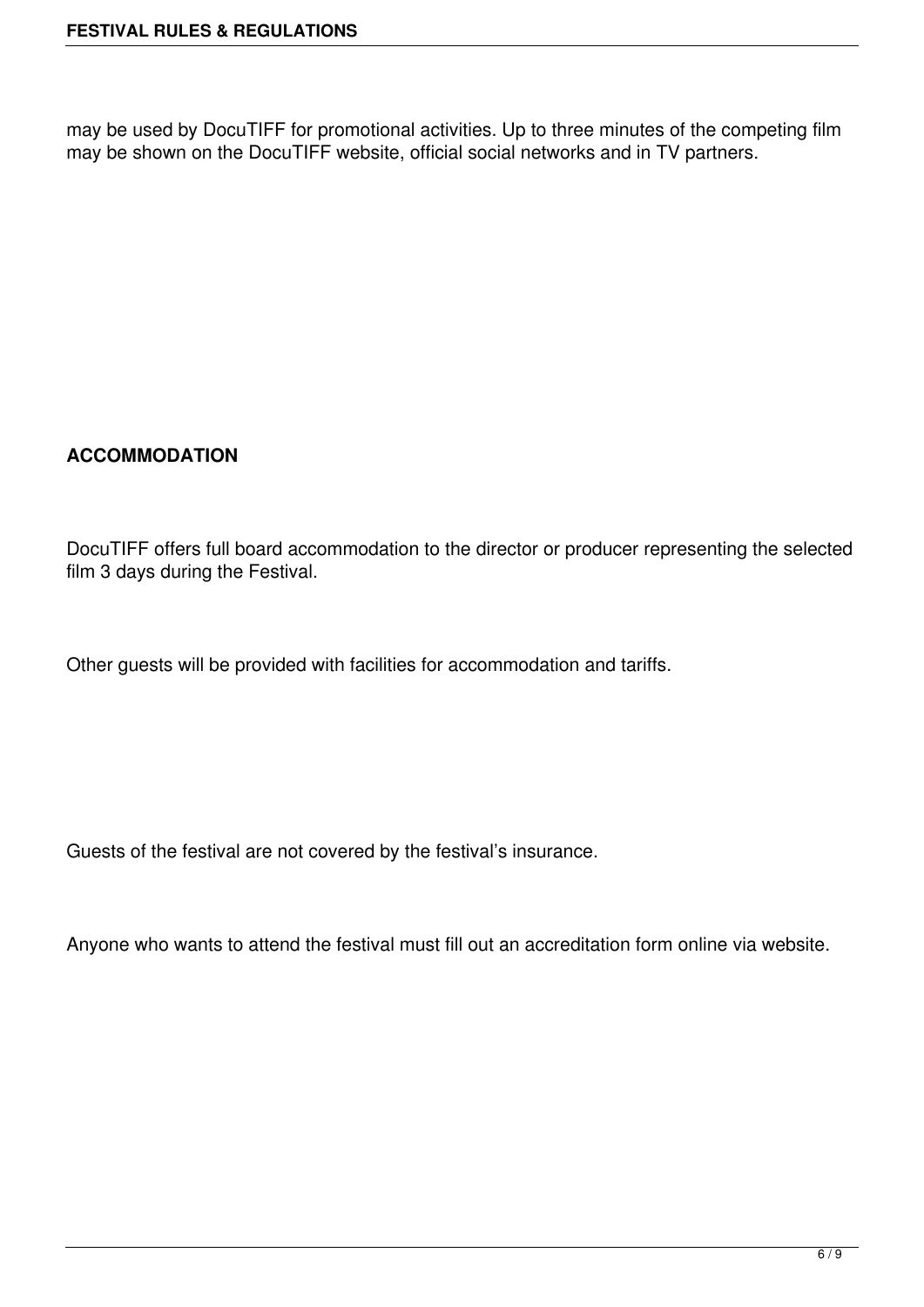may be used by DocuTIFF for promotional activities. Up to three minutes of the competing film may be shown on the DocuTIFF website, official social networks and in TV partners.

## ACCOMMODATION

DocuTIFF offers full board accommodation to the director or producer representing the selected film 3 days during the Festival.

Other guests will be provided with facilities for accommodation and tariffs.

Guests of the festival are not covered by the festival's insurance.

Anyone who wants to attend the festival must fill out an accreditation form online via website.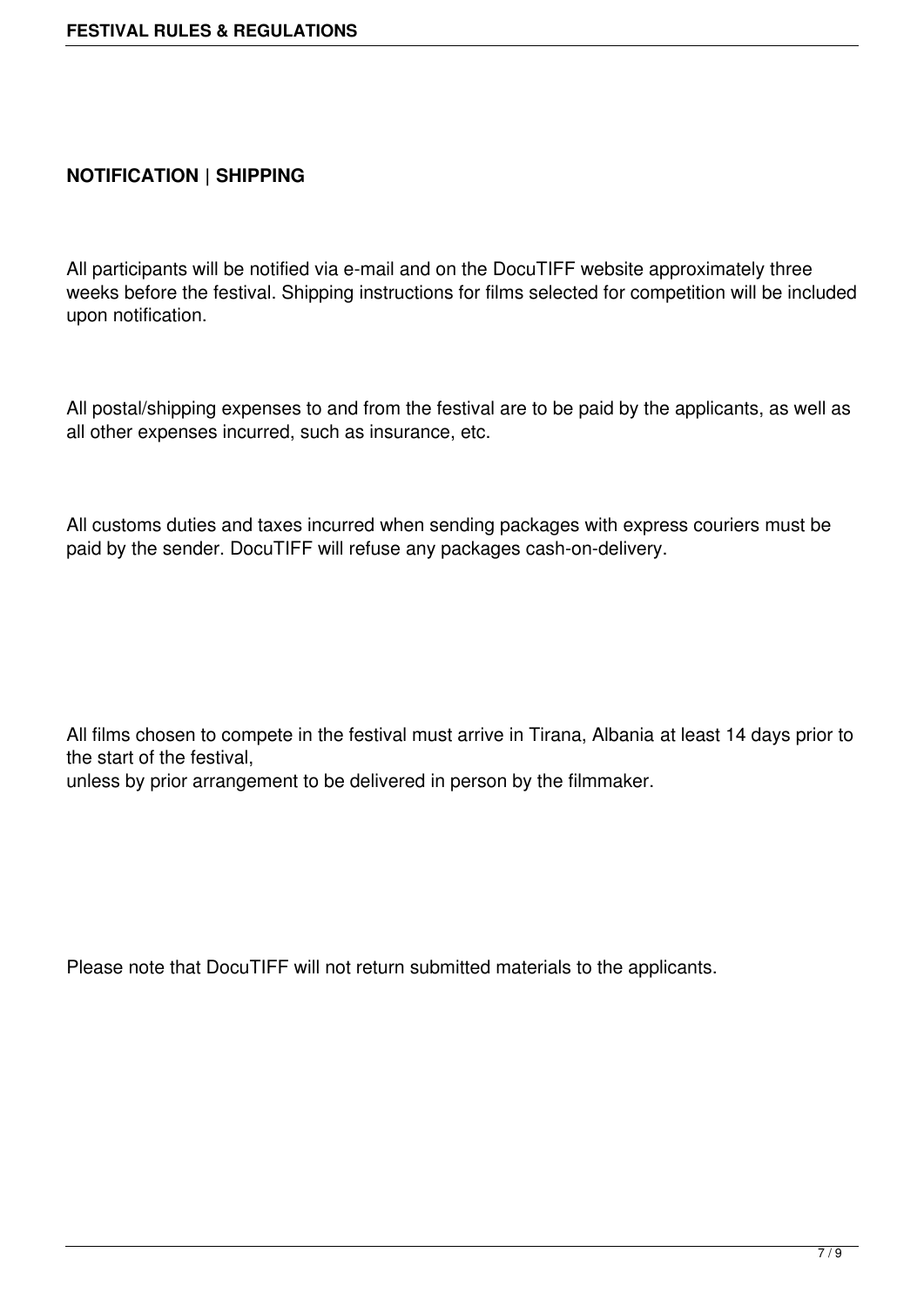## NOTIFICATION | SHIPPING

All participants will be notified via e-mail and on the DocuTIFF website approximately three weeks before the festival. Shipping instructions for films selected for competition will be included upon notification.

All postal/shipping expenses to and from the festival are to be paid by the applicants, as well as all other expenses incurred, such as insurance, etc.

All customs duties and taxes incurred when sending packages with express couriers must be paid by the sender. DocuTIFF will refuse any packages cash-on-delivery.

All films chosen to compete in the festival must arrive in Tirana, Albania at least 14 days prior to the start of the festival,
unless by prior arrangement to be delivered in person by the filmmaker.

Please note that DocuTIFF will not return submitted materials to the applicants.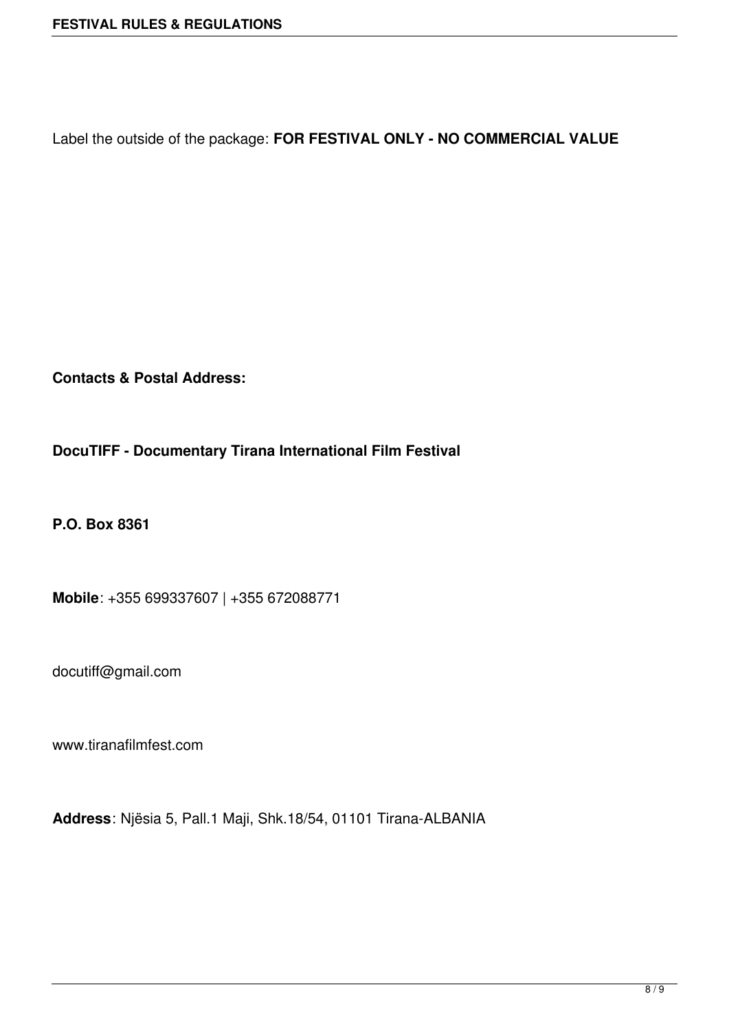Label the outside of the package: **FOR FESTIVAL ONLY - NO COMMERCIAL VALUE**

**Contacts & Postal Address:**

**DocuTIFF - Documentary Tirana International Film Festival**

**P.O. Box 8361**

**Mobile**: +355 699337607 | +355 672088771

docutiff@gmail.com

www.tiranafilmfest.com

**Address**: Njësia 5, Pall.1 Maji, Shk.18/54, 01101 Tirana-ALBANIA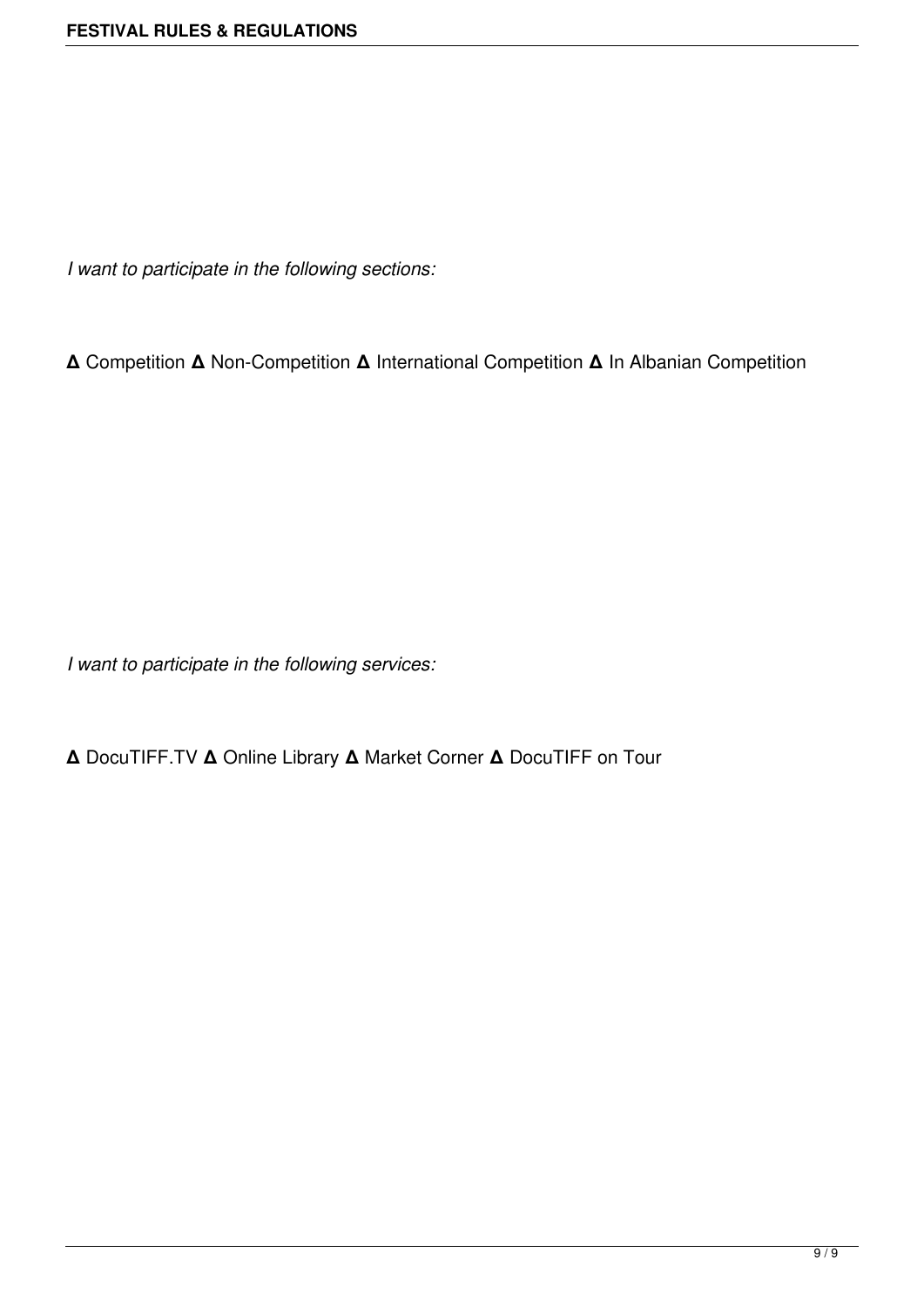*I want to participate in the following sections:*

**Δ** Competition **Δ** Non-Competition **Δ** International Competition **Δ** In Albanian Competition

*I want to participate in the following services:*

**Δ** DocuTIFF.TV **Δ** Online Library **Δ** Market Corner **Δ** DocuTIFF on Tour